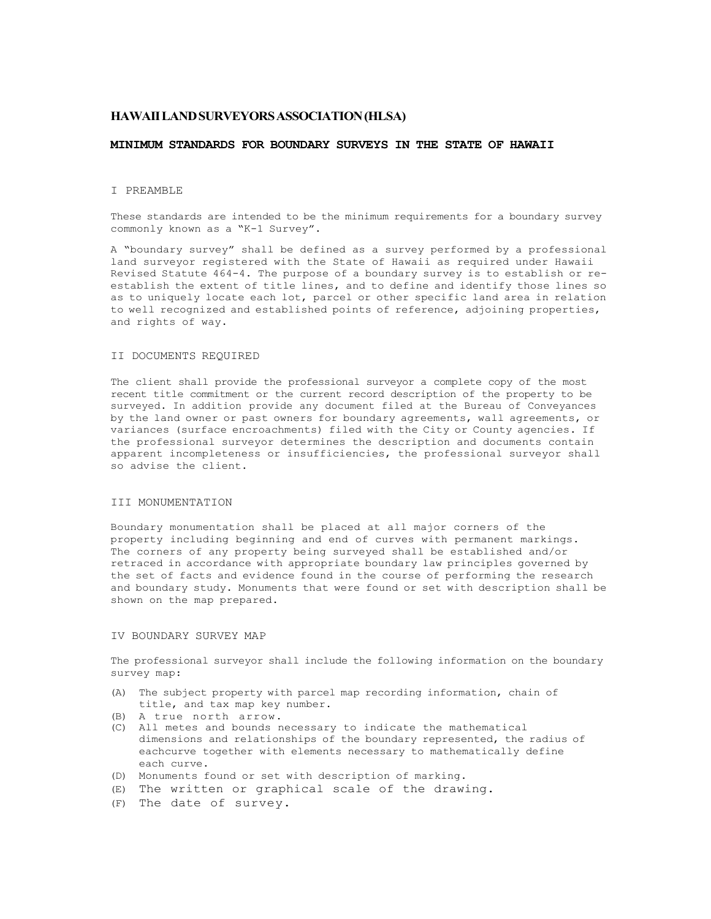# HAWAII LAND SURVEYORS ASSOCIATION (HLSA)

## MINIMUM STANDARDS FOR BOUNDARY SURVEYS IN THE STATE OF HAWAII

### I PREAMBLE

These standards are intended to be the minimum requirements for a boundary survey commonly known as a "K-1 Survey".

A "boundary survey" shall be defined as a survey performed by a professional land surveyor registered with the State of Hawaii as required under Hawaii Revised Statute 464-4. The purpose of a boundary survey is to establish or re-establish the extent of title lines, and to define and identify those lines so as to uniquely locate each lot, parcel or other specific land area in relation to well recognized and established points of reference, adjoining properties, and rights of way.

### II DOCUMENTS REQUIRED

The client shall provide the professional surveyor a complete copy of the most recent title commitment or the current record description of the property to be surveyed. In addition provide any document filed at the Bureau of Conveyances by the land owner or past owners for boundary agreements, wall agreements, or variances (surface encroachments) filed with the City or County agencies. If the professional surveyor determines the description and documents contain apparent incompleteness or insufficiencies, the professional surveyor shall so advise the client.

### III MONUMENTATION

Boundary monumentation shall be placed at all major corners of the property including beginning and end of curves with permanent markings. The corners of any property being surveyed shall be established and/or retraced in accordance with appropriate boundary law principles governed by the set of facts and evidence found in the course of performing the research and boundary study. Monuments that were found or set with description shall be shown on the map prepared.

### IV BOUNDARY SURVEY MAP

The professional surveyor shall include the following information on the boundary survey map:

(A) The subject property with parcel map recording information, chain of title, and tax map key number.
(B) A true north arrow.
(C) All metes and bounds necessary to indicate the mathematical dimensions and relationships of the boundary represented, the radius of eachcurve together with elements necessary to mathematically define each curve.
(D) Monuments found or set with description of marking.
(E) The written or graphical scale of the drawing.
(F) The date of survey.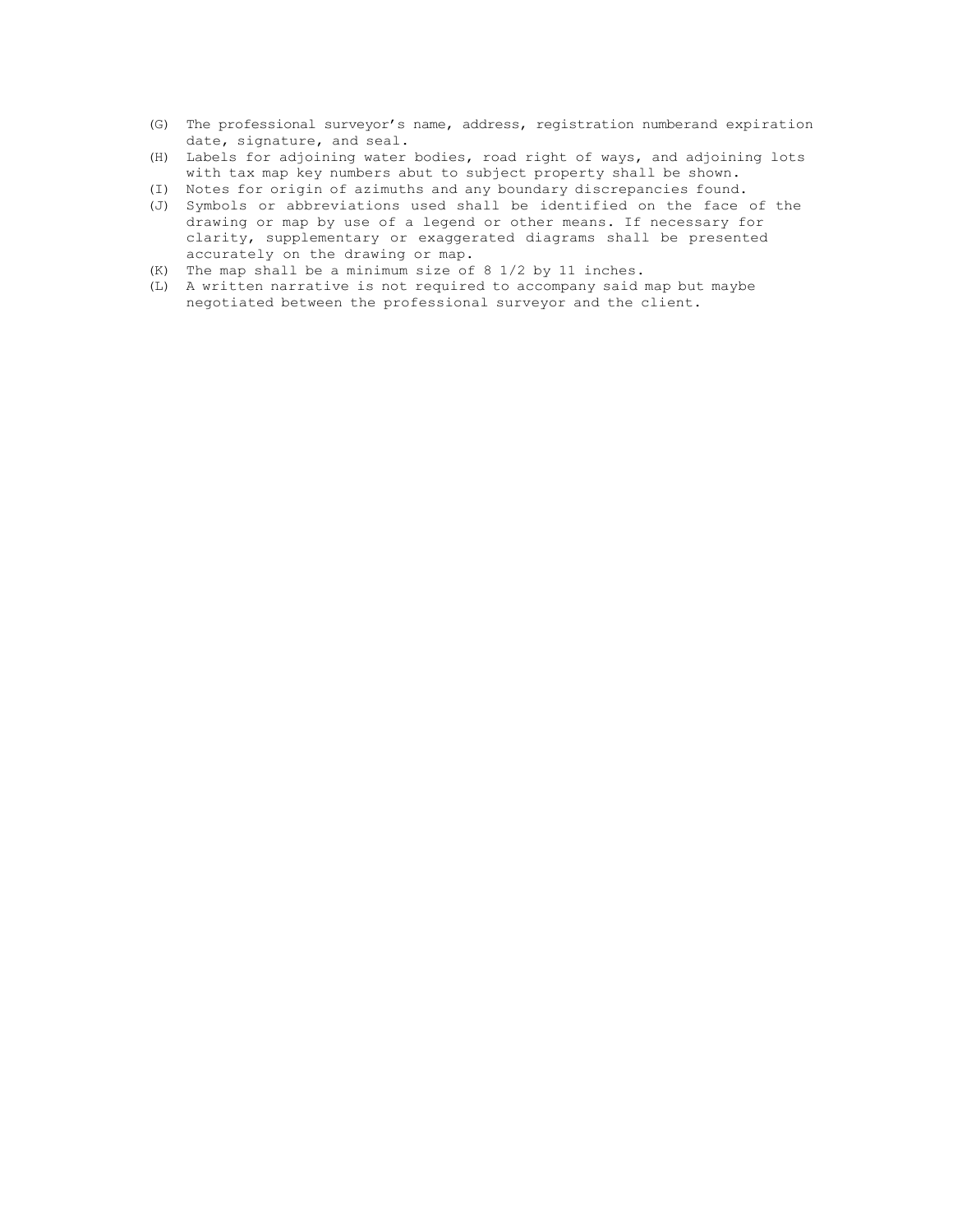(G) The professional surveyor's name, address, registration numberand expiration date, signature, and seal.

(H) Labels for adjoining water bodies, road right of ways, and adjoining lots with tax map key numbers abut to subject property shall be shown.

(I) Notes for origin of azimuths and any boundary discrepancies found.

(J) Symbols or abbreviations used shall be identified on the face of the drawing or map by use of a legend or other means. If necessary for clarity, supplementary or exaggerated diagrams shall be presented accurately on the drawing or map.

(K) The map shall be a minimum size of 8 1/2 by 11 inches.

(L) A written narrative is not required to accompany said map but maybe negotiated between the professional surveyor and the client.